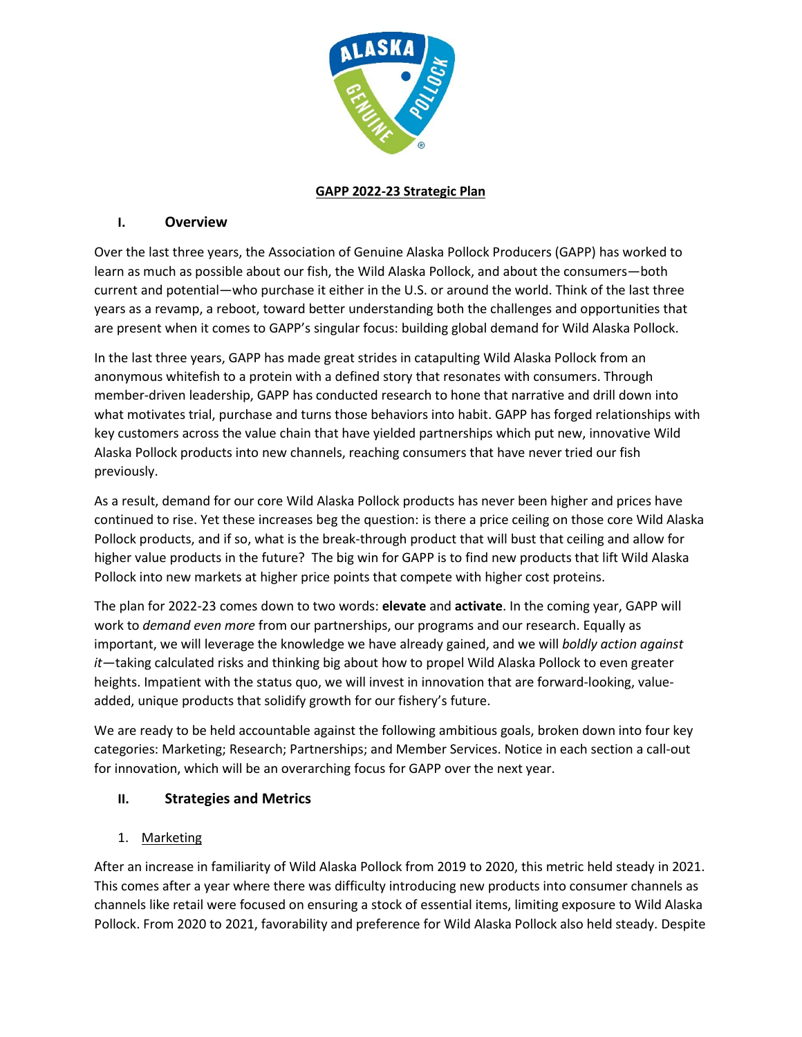# GAPP 2022-23 Strategic Plan

## I. Overview

Over the last three years, the Association of Genuine Alaska Pollock Producers (GAPP) has worked to learn as much as possible about our fish, the Wild Alaska Pollock, and about the consumers—both current and potential—who purchase it either in the U.S. or around the world. Think of the last three years as a revamp, a reboot, toward better understanding both the challenges and opportunities that are present when it comes to GAPP's singular focus: building global demand for Wild Alaska Pollock.

In the last three years, GAPP has made great strides in catapulting Wild Alaska Pollock from an anonymous whitefish to a protein with a defined story that resonates with consumers. Through member-driven leadership, GAPP has conducted research to hone that narrative and drill down into what motivates trial, purchase and turns those behaviors into habit. GAPP has forged relationships with key customers across the value chain that have yielded partnerships which put new, innovative Wild Alaska Pollock products into new channels, reaching consumers that have never tried our fish previously.

As a result, demand for our core Wild Alaska Pollock products has never been higher and prices have continued to rise. Yet these increases beg the question: is there a price ceiling on those core Wild Alaska Pollock products, and if so, what is the break-through product that will bust that ceiling and allow for higher value products in the future? The big win for GAPP is to find new products that lift Wild Alaska Pollock into new markets at higher price points that compete with higher cost proteins.

The plan for 2022-23 comes down to two words: **elevate** and **activate**. In the coming year, GAPP will work to *demand even more* from our partnerships, our programs and our research. Equally as important, we will leverage the knowledge we have already gained, and we will *boldly action against it*—taking calculated risks and thinking big about how to propel Wild Alaska Pollock to even greater heights. Impatient with the status quo, we will invest in innovation that are forward-looking, value-added, unique products that solidify growth for our fishery's future.

We are ready to be held accountable against the following ambitious goals, broken down into four key categories: Marketing; Research; Partnerships; and Member Services. Notice in each section a call-out for innovation, which will be an overarching focus for GAPP over the next year.

## II. Strategies and Metrics

### 1. Marketing

After an increase in familiarity of Wild Alaska Pollock from 2019 to 2020, this metric held steady in 2021. This comes after a year where there was difficulty introducing new products into consumer channels as channels like retail were focused on ensuring a stock of essential items, limiting exposure to Wild Alaska Pollock. From 2020 to 2021, favorability and preference for Wild Alaska Pollock also held steady. Despite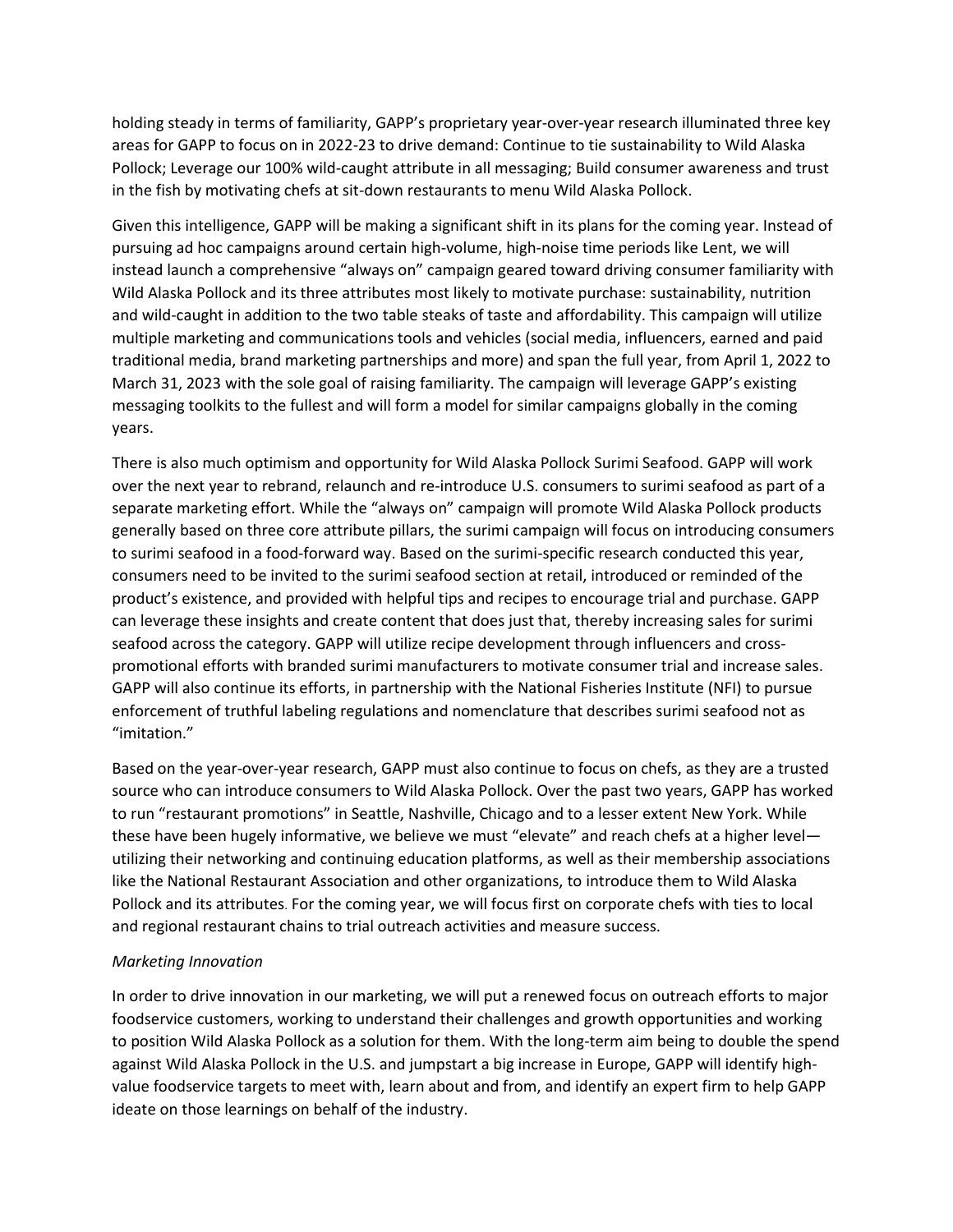holding steady in terms of familiarity, GAPP's proprietary year-over-year research illuminated three key areas for GAPP to focus on in 2022-23 to drive demand: Continue to tie sustainability to Wild Alaska Pollock; Leverage our 100% wild-caught attribute in all messaging; Build consumer awareness and trust in the fish by motivating chefs at sit-down restaurants to menu Wild Alaska Pollock.

Given this intelligence, GAPP will be making a significant shift in its plans for the coming year. Instead of pursuing ad hoc campaigns around certain high-volume, high-noise time periods like Lent, we will instead launch a comprehensive "always on" campaign geared toward driving consumer familiarity with Wild Alaska Pollock and its three attributes most likely to motivate purchase: sustainability, nutrition and wild-caught in addition to the two table steaks of taste and affordability. This campaign will utilize multiple marketing and communications tools and vehicles (social media, influencers, earned and paid traditional media, brand marketing partnerships and more) and span the full year, from April 1, 2022 to March 31, 2023 with the sole goal of raising familiarity. The campaign will leverage GAPP's existing messaging toolkits to the fullest and will form a model for similar campaigns globally in the coming years.

There is also much optimism and opportunity for Wild Alaska Pollock Surimi Seafood. GAPP will work over the next year to rebrand, relaunch and re-introduce U.S. consumers to surimi seafood as part of a separate marketing effort. While the "always on" campaign will promote Wild Alaska Pollock products generally based on three core attribute pillars, the surimi campaign will focus on introducing consumers to surimi seafood in a food-forward way. Based on the surimi-specific research conducted this year, consumers need to be invited to the surimi seafood section at retail, introduced or reminded of the product's existence, and provided with helpful tips and recipes to encourage trial and purchase. GAPP can leverage these insights and create content that does just that, thereby increasing sales for surimi seafood across the category. GAPP will utilize recipe development through influencers and cross-promotional efforts with branded surimi manufacturers to motivate consumer trial and increase sales. GAPP will also continue its efforts, in partnership with the National Fisheries Institute (NFI) to pursue enforcement of truthful labeling regulations and nomenclature that describes surimi seafood not as "imitation."

Based on the year-over-year research, GAPP must also continue to focus on chefs, as they are a trusted source who can introduce consumers to Wild Alaska Pollock. Over the past two years, GAPP has worked to run "restaurant promotions" in Seattle, Nashville, Chicago and to a lesser extent New York. While these have been hugely informative, we believe we must "elevate" and reach chefs at a higher level—utilizing their networking and continuing education platforms, as well as their membership associations like the National Restaurant Association and other organizations, to introduce them to Wild Alaska Pollock and its attributes. For the coming year, we will focus first on corporate chefs with ties to local and regional restaurant chains to trial outreach activities and measure success.

*Marketing Innovation*

In order to drive innovation in our marketing, we will put a renewed focus on outreach efforts to major foodservice customers, working to understand their challenges and growth opportunities and working to position Wild Alaska Pollock as a solution for them. With the long-term aim being to double the spend against Wild Alaska Pollock in the U.S. and jumpstart a big increase in Europe, GAPP will identify high-value foodservice targets to meet with, learn about and from, and identify an expert firm to help GAPP ideate on those learnings on behalf of the industry.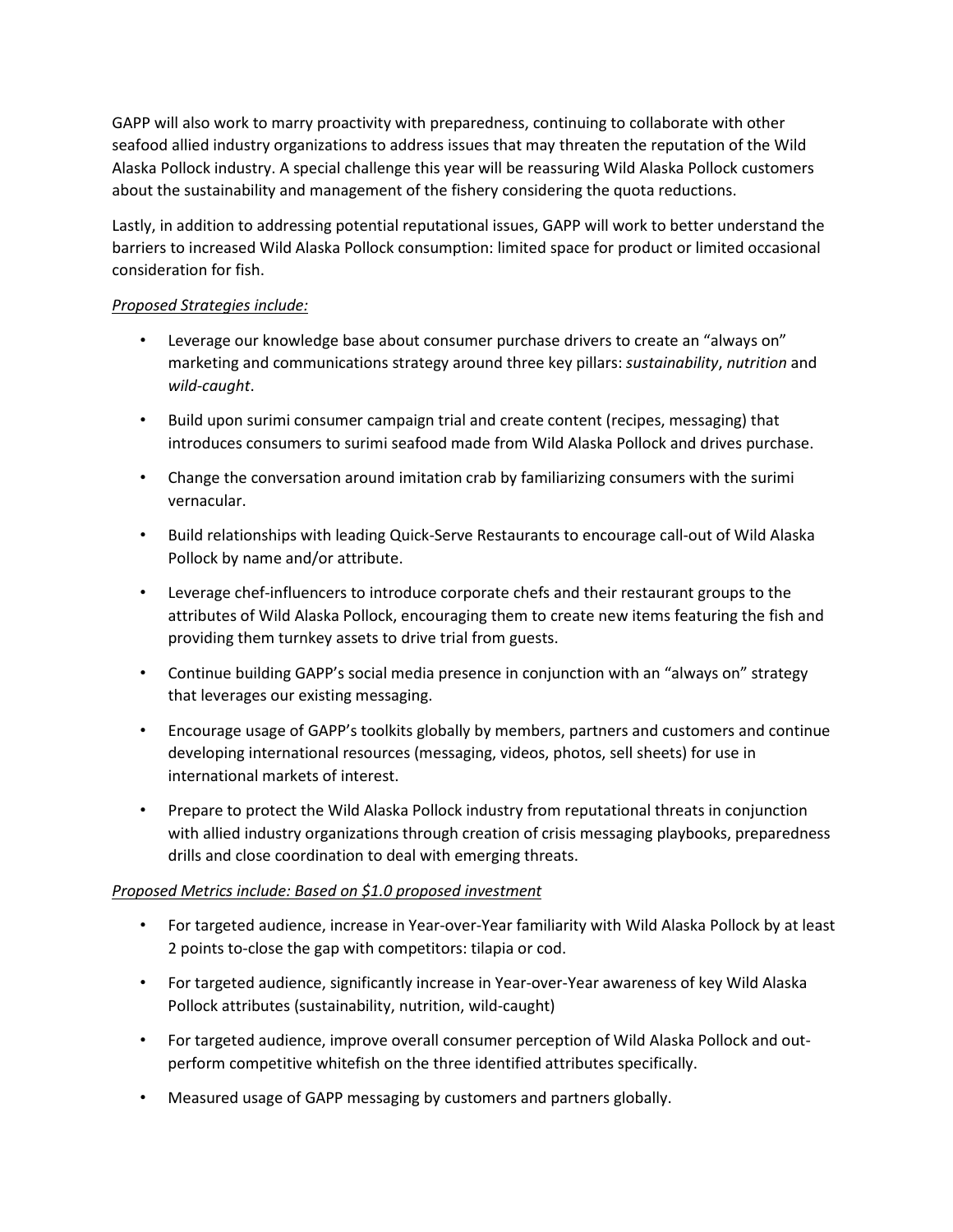GAPP will also work to marry proactivity with preparedness, continuing to collaborate with other seafood allied industry organizations to address issues that may threaten the reputation of the Wild Alaska Pollock industry. A special challenge this year will be reassuring Wild Alaska Pollock customers about the sustainability and management of the fishery considering the quota reductions.

Lastly, in addition to addressing potential reputational issues, GAPP will work to better understand the barriers to increased Wild Alaska Pollock consumption: limited space for product or limited occasional consideration for fish.

*Proposed Strategies include:*

- Leverage our knowledge base about consumer purchase drivers to create an "always on" marketing and communications strategy around three key pillars: *sustainability*, *nutrition* and *wild-caught*.
- Build upon surimi consumer campaign trial and create content (recipes, messaging) that introduces consumers to surimi seafood made from Wild Alaska Pollock and drives purchase.
- Change the conversation around imitation crab by familiarizing consumers with the surimi vernacular.
- Build relationships with leading Quick-Serve Restaurants to encourage call-out of Wild Alaska Pollock by name and/or attribute.
- Leverage chef-influencers to introduce corporate chefs and their restaurant groups to the attributes of Wild Alaska Pollock, encouraging them to create new items featuring the fish and providing them turnkey assets to drive trial from guests.
- Continue building GAPP's social media presence in conjunction with an "always on" strategy that leverages our existing messaging.
- Encourage usage of GAPP's toolkits globally by members, partners and customers and continue developing international resources (messaging, videos, photos, sell sheets) for use in international markets of interest.
- Prepare to protect the Wild Alaska Pollock industry from reputational threats in conjunction with allied industry organizations through creation of crisis messaging playbooks, preparedness drills and close coordination to deal with emerging threats.

*Proposed Metrics include: Based on $1.0 proposed investment*

- For targeted audience, increase in Year-over-Year familiarity with Wild Alaska Pollock by at least 2 points to-close the gap with competitors: tilapia or cod.
- For targeted audience, significantly increase in Year-over-Year awareness of key Wild Alaska Pollock attributes (sustainability, nutrition, wild-caught)
- For targeted audience, improve overall consumer perception of Wild Alaska Pollock and out-perform competitive whitefish on the three identified attributes specifically.
- Measured usage of GAPP messaging by customers and partners globally.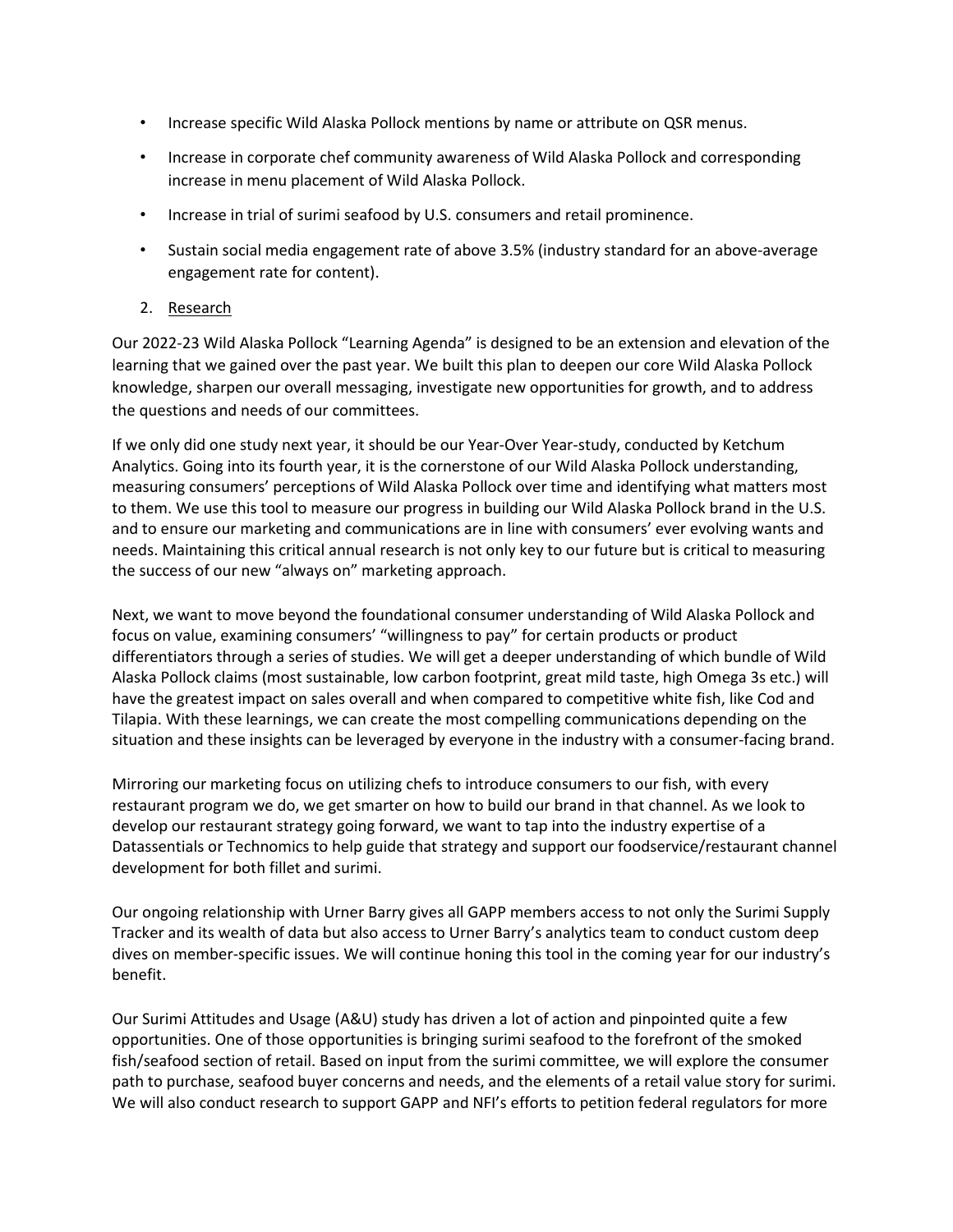- Increase specific Wild Alaska Pollock mentions by name or attribute on QSR menus.
- Increase in corporate chef community awareness of Wild Alaska Pollock and corresponding increase in menu placement of Wild Alaska Pollock.
- Increase in trial of surimi seafood by U.S. consumers and retail prominence.
- Sustain social media engagement rate of above 3.5% (industry standard for an above-average engagement rate for content).

2. <u>Research</u>

Our 2022-23 Wild Alaska Pollock "Learning Agenda" is designed to be an extension and elevation of the learning that we gained over the past year. We built this plan to deepen our core Wild Alaska Pollock knowledge, sharpen our overall messaging, investigate new opportunities for growth, and to address the questions and needs of our committees.

If we only did one study next year, it should be our Year-Over Year-study, conducted by Ketchum Analytics. Going into its fourth year, it is the cornerstone of our Wild Alaska Pollock understanding, measuring consumers' perceptions of Wild Alaska Pollock over time and identifying what matters most to them. We use this tool to measure our progress in building our Wild Alaska Pollock brand in the U.S. and to ensure our marketing and communications are in line with consumers' ever evolving wants and needs. Maintaining this critical annual research is not only key to our future but is critical to measuring the success of our new "always on" marketing approach.

Next, we want to move beyond the foundational consumer understanding of Wild Alaska Pollock and focus on value, examining consumers' "willingness to pay" for certain products or product differentiators through a series of studies. We will get a deeper understanding of which bundle of Wild Alaska Pollock claims (most sustainable, low carbon footprint, great mild taste, high Omega 3s etc.) will have the greatest impact on sales overall and when compared to competitive white fish, like Cod and Tilapia. With these learnings, we can create the most compelling communications depending on the situation and these insights can be leveraged by everyone in the industry with a consumer-facing brand.

Mirroring our marketing focus on utilizing chefs to introduce consumers to our fish, with every restaurant program we do, we get smarter on how to build our brand in that channel. As we look to develop our restaurant strategy going forward, we want to tap into the industry expertise of a Datassentials or Technomics to help guide that strategy and support our foodservice/restaurant channel development for both fillet and surimi.

Our ongoing relationship with Urner Barry gives all GAPP members access to not only the Surimi Supply Tracker and its wealth of data but also access to Urner Barry's analytics team to conduct custom deep dives on member-specific issues. We will continue honing this tool in the coming year for our industry's benefit.

Our Surimi Attitudes and Usage (A&U) study has driven a lot of action and pinpointed quite a few opportunities. One of those opportunities is bringing surimi seafood to the forefront of the smoked fish/seafood section of retail. Based on input from the surimi committee, we will explore the consumer path to purchase, seafood buyer concerns and needs, and the elements of a retail value story for surimi. We will also conduct research to support GAPP and NFI's efforts to petition federal regulators for more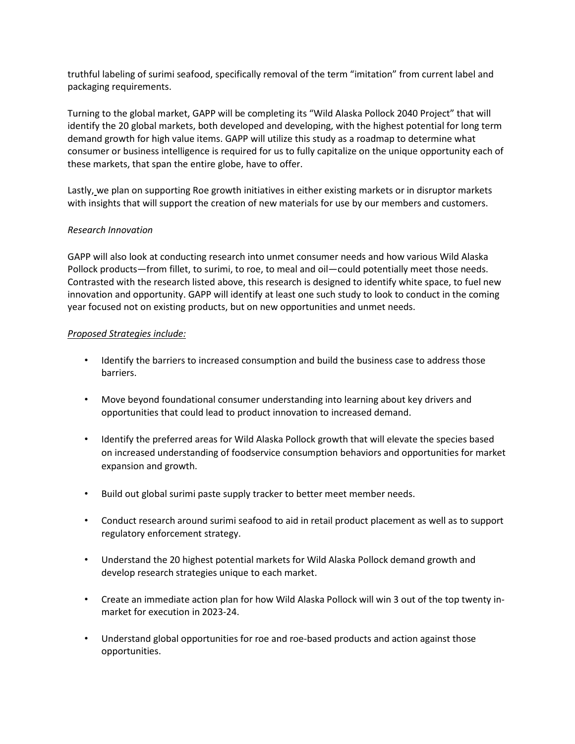truthful labeling of surimi seafood, specifically removal of the term "imitation" from current label and packaging requirements.

Turning to the global market, GAPP will be completing its "Wild Alaska Pollock 2040 Project" that will identify the 20 global markets, both developed and developing, with the highest potential for long term demand growth for high value items. GAPP will utilize this study as a roadmap to determine what consumer or business intelligence is required for us to fully capitalize on the unique opportunity each of these markets, that span the entire globe, have to offer.

Lastly, we plan on supporting Roe growth initiatives in either existing markets or in disruptor markets with insights that will support the creation of new materials for use by our members and customers.

*Research Innovation*

GAPP will also look at conducting research into unmet consumer needs and how various Wild Alaska Pollock products—from fillet, to surimi, to roe, to meal and oil—could potentially meet those needs. Contrasted with the research listed above, this research is designed to identify white space, to fuel new innovation and opportunity. GAPP will identify at least one such study to look to conduct in the coming year focused not on existing products, but on new opportunities and unmet needs.

*Proposed Strategies include:*

- Identify the barriers to increased consumption and build the business case to address those barriers.
- Move beyond foundational consumer understanding into learning about key drivers and opportunities that could lead to product innovation to increased demand.
- Identify the preferred areas for Wild Alaska Pollock growth that will elevate the species based on increased understanding of foodservice consumption behaviors and opportunities for market expansion and growth.
- Build out global surimi paste supply tracker to better meet member needs.
- Conduct research around surimi seafood to aid in retail product placement as well as to support regulatory enforcement strategy.
- Understand the 20 highest potential markets for Wild Alaska Pollock demand growth and develop research strategies unique to each market.
- Create an immediate action plan for how Wild Alaska Pollock will win 3 out of the top twenty in-market for execution in 2023-24.
- Understand global opportunities for roe and roe-based products and action against those opportunities.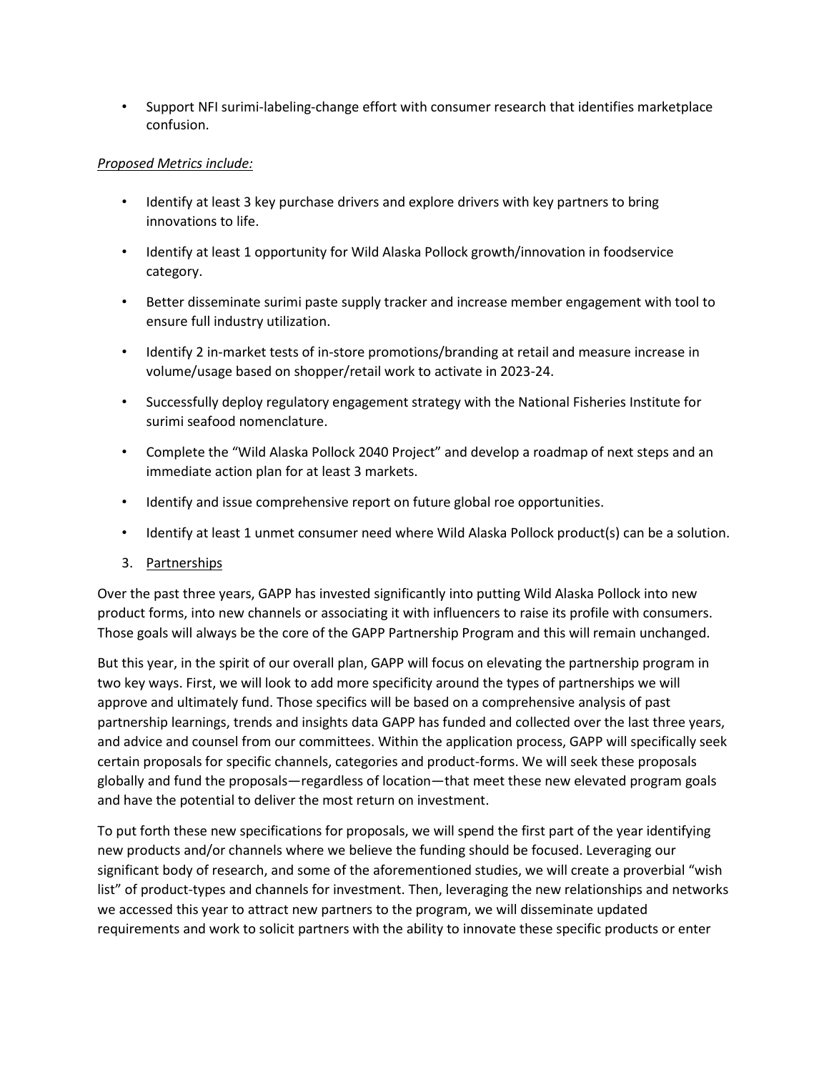- Support NFI surimi-labeling-change effort with consumer research that identifies marketplace confusion.

*Proposed Metrics include:*

- Identify at least 3 key purchase drivers and explore drivers with key partners to bring innovations to life.
- Identify at least 1 opportunity for Wild Alaska Pollock growth/innovation in foodservice category.
- Better disseminate surimi paste supply tracker and increase member engagement with tool to ensure full industry utilization.
- Identify 2 in-market tests of in-store promotions/branding at retail and measure increase in volume/usage based on shopper/retail work to activate in 2023-24.
- Successfully deploy regulatory engagement strategy with the National Fisheries Institute for surimi seafood nomenclature.
- Complete the "Wild Alaska Pollock 2040 Project" and develop a roadmap of next steps and an immediate action plan for at least 3 markets.
- Identify and issue comprehensive report on future global roe opportunities.
- Identify at least 1 unmet consumer need where Wild Alaska Pollock product(s) can be a solution.

3. Partnerships

Over the past three years, GAPP has invested significantly into putting Wild Alaska Pollock into new product forms, into new channels or associating it with influencers to raise its profile with consumers. Those goals will always be the core of the GAPP Partnership Program and this will remain unchanged.

But this year, in the spirit of our overall plan, GAPP will focus on elevating the partnership program in two key ways. First, we will look to add more specificity around the types of partnerships we will approve and ultimately fund. Those specifics will be based on a comprehensive analysis of past partnership learnings, trends and insights data GAPP has funded and collected over the last three years, and advice and counsel from our committees. Within the application process, GAPP will specifically seek certain proposals for specific channels, categories and product-forms. We will seek these proposals globally and fund the proposals—regardless of location—that meet these new elevated program goals and have the potential to deliver the most return on investment.

To put forth these new specifications for proposals, we will spend the first part of the year identifying new products and/or channels where we believe the funding should be focused. Leveraging our significant body of research, and some of the aforementioned studies, we will create a proverbial "wish list" of product-types and channels for investment. Then, leveraging the new relationships and networks we accessed this year to attract new partners to the program, we will disseminate updated requirements and work to solicit partners with the ability to innovate these specific products or enter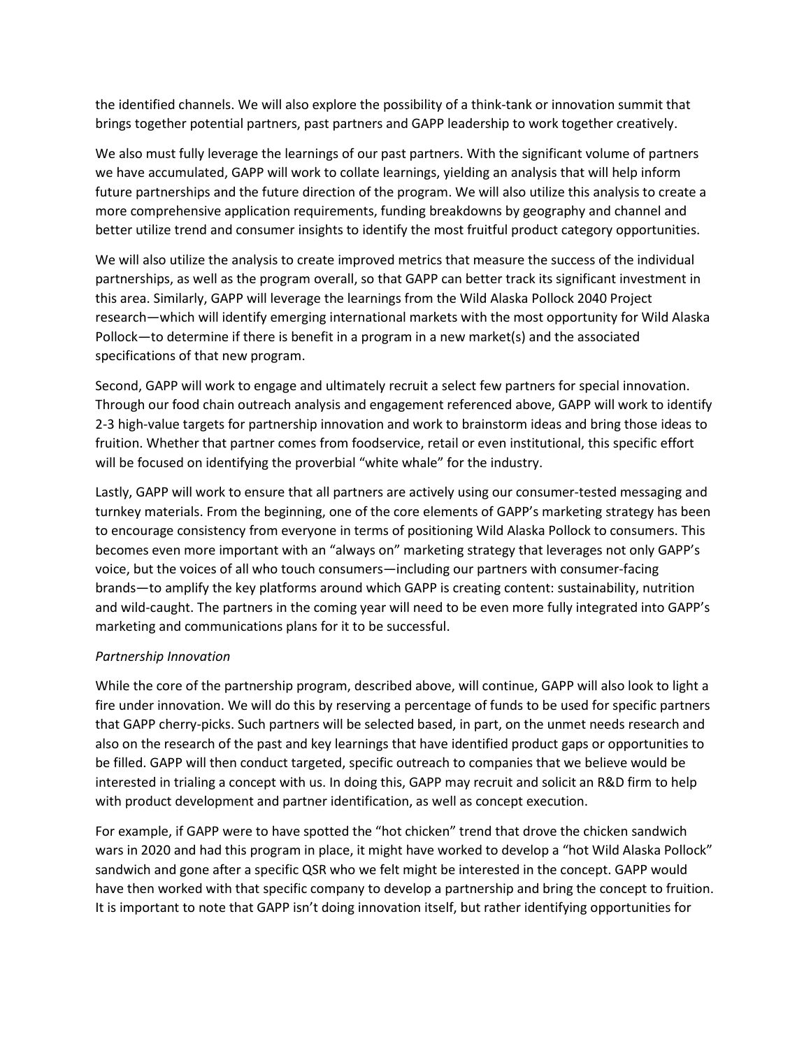the identified channels. We will also explore the possibility of a think-tank or innovation summit that brings together potential partners, past partners and GAPP leadership to work together creatively.

We also must fully leverage the learnings of our past partners. With the significant volume of partners we have accumulated, GAPP will work to collate learnings, yielding an analysis that will help inform future partnerships and the future direction of the program. We will also utilize this analysis to create a more comprehensive application requirements, funding breakdowns by geography and channel and better utilize trend and consumer insights to identify the most fruitful product category opportunities.

We will also utilize the analysis to create improved metrics that measure the success of the individual partnerships, as well as the program overall, so that GAPP can better track its significant investment in this area. Similarly, GAPP will leverage the learnings from the Wild Alaska Pollock 2040 Project research—which will identify emerging international markets with the most opportunity for Wild Alaska Pollock—to determine if there is benefit in a program in a new market(s) and the associated specifications of that new program.

Second, GAPP will work to engage and ultimately recruit a select few partners for special innovation. Through our food chain outreach analysis and engagement referenced above, GAPP will work to identify 2-3 high-value targets for partnership innovation and work to brainstorm ideas and bring those ideas to fruition. Whether that partner comes from foodservice, retail or even institutional, this specific effort will be focused on identifying the proverbial "white whale" for the industry.

Lastly, GAPP will work to ensure that all partners are actively using our consumer-tested messaging and turnkey materials. From the beginning, one of the core elements of GAPP's marketing strategy has been to encourage consistency from everyone in terms of positioning Wild Alaska Pollock to consumers. This becomes even more important with an "always on" marketing strategy that leverages not only GAPP's voice, but the voices of all who touch consumers—including our partners with consumer-facing brands—to amplify the key platforms around which GAPP is creating content: sustainability, nutrition and wild-caught. The partners in the coming year will need to be even more fully integrated into GAPP's marketing and communications plans for it to be successful.

*Partnership Innovation*

While the core of the partnership program, described above, will continue, GAPP will also look to light a fire under innovation. We will do this by reserving a percentage of funds to be used for specific partners that GAPP cherry-picks. Such partners will be selected based, in part, on the unmet needs research and also on the research of the past and key learnings that have identified product gaps or opportunities to be filled. GAPP will then conduct targeted, specific outreach to companies that we believe would be interested in trialing a concept with us. In doing this, GAPP may recruit and solicit an R&D firm to help with product development and partner identification, as well as concept execution.

For example, if GAPP were to have spotted the "hot chicken" trend that drove the chicken sandwich wars in 2020 and had this program in place, it might have worked to develop a "hot Wild Alaska Pollock" sandwich and gone after a specific QSR who we felt might be interested in the concept. GAPP would have then worked with that specific company to develop a partnership and bring the concept to fruition. It is important to note that GAPP isn't doing innovation itself, but rather identifying opportunities for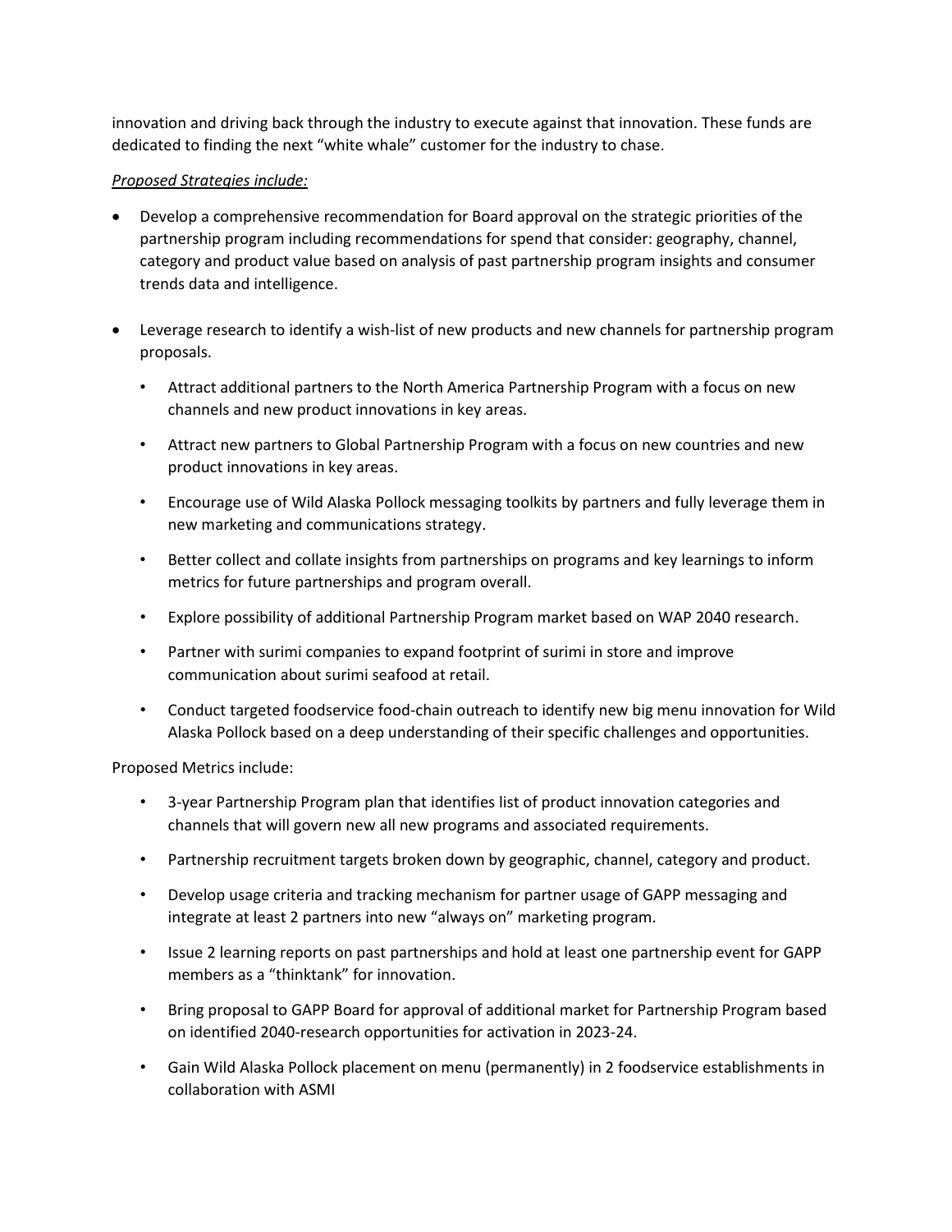innovation and driving back through the industry to execute against that innovation. These funds are dedicated to finding the next "white whale" customer for the industry to chase.

*Proposed Strategies include:*

- Develop a comprehensive recommendation for Board approval on the strategic priorities of the partnership program including recommendations for spend that consider: geography, channel, category and product value based on analysis of past partnership program insights and consumer trends data and intelligence.

- Leverage research to identify a wish-list of new products and new channels for partnership program proposals.
  - Attract additional partners to the North America Partnership Program with a focus on new channels and new product innovations in key areas.
  - Attract new partners to Global Partnership Program with a focus on new countries and new product innovations in key areas.
  - Encourage use of Wild Alaska Pollock messaging toolkits by partners and fully leverage them in new marketing and communications strategy.
  - Better collect and collate insights from partnerships on programs and key learnings to inform metrics for future partnerships and program overall.
  - Explore possibility of additional Partnership Program market based on WAP 2040 research.
  - Partner with surimi companies to expand footprint of surimi in store and improve communication about surimi seafood at retail.
  - Conduct targeted foodservice food-chain outreach to identify new big menu innovation for Wild Alaska Pollock based on a deep understanding of their specific challenges and opportunities.

Proposed Metrics include:

- 3-year Partnership Program plan that identifies list of product innovation categories and channels that will govern new all new programs and associated requirements.
- Partnership recruitment targets broken down by geographic, channel, category and product.
- Develop usage criteria and tracking mechanism for partner usage of GAPP messaging and integrate at least 2 partners into new "always on" marketing program.
- Issue 2 learning reports on past partnerships and hold at least one partnership event for GAPP members as a "thinktank" for innovation.
- Bring proposal to GAPP Board for approval of additional market for Partnership Program based on identified 2040-research opportunities for activation in 2023-24.
- Gain Wild Alaska Pollock placement on menu (permanently) in 2 foodservice establishments in collaboration with ASMI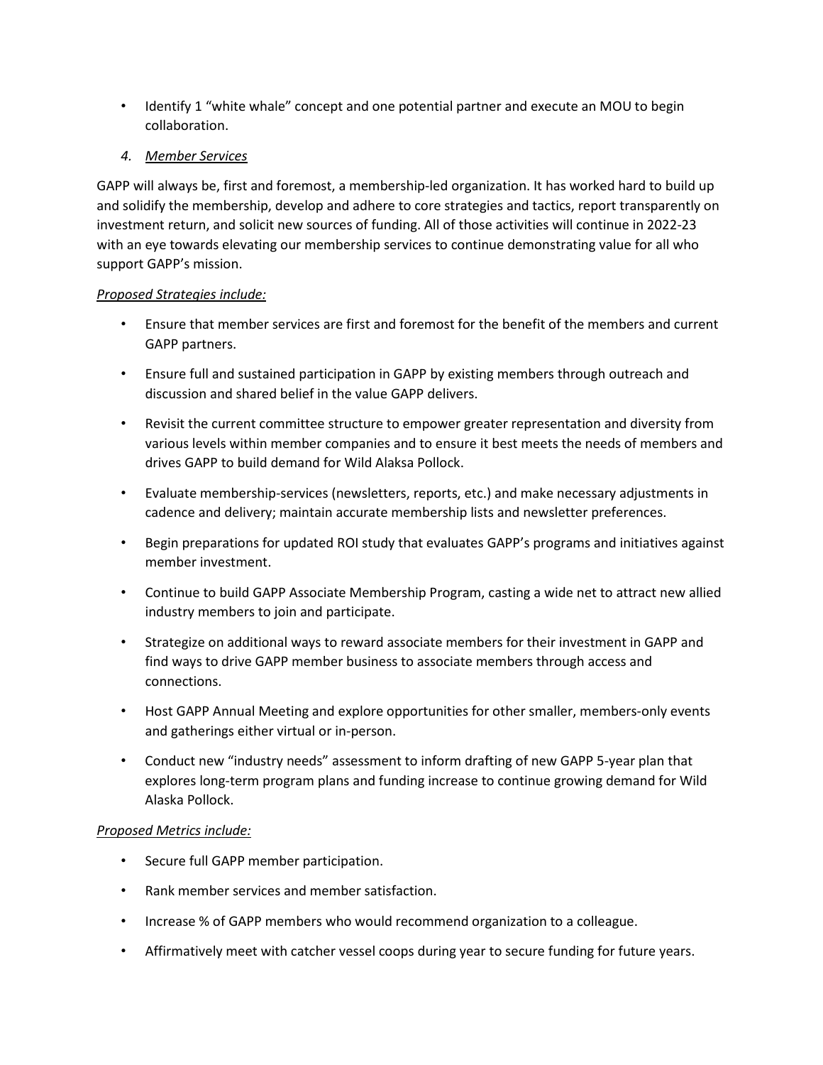- Identify 1 "white whale" concept and one potential partner and execute an MOU to begin collaboration.

### *4. Member Services*

GAPP will always be, first and foremost, a membership-led organization. It has worked hard to build up and solidify the membership, develop and adhere to core strategies and tactics, report transparently on investment return, and solicit new sources of funding. All of those activities will continue in 2022-23 with an eye towards elevating our membership services to continue demonstrating value for all who support GAPP's mission.

*Proposed Strategies include:*

- Ensure that member services are first and foremost for the benefit of the members and current GAPP partners.
- Ensure full and sustained participation in GAPP by existing members through outreach and discussion and shared belief in the value GAPP delivers.
- Revisit the current committee structure to empower greater representation and diversity from various levels within member companies and to ensure it best meets the needs of members and drives GAPP to build demand for Wild Alaksa Pollock.
- Evaluate membership-services (newsletters, reports, etc.) and make necessary adjustments in cadence and delivery; maintain accurate membership lists and newsletter preferences.
- Begin preparations for updated ROI study that evaluates GAPP's programs and initiatives against member investment.
- Continue to build GAPP Associate Membership Program, casting a wide net to attract new allied industry members to join and participate.
- Strategize on additional ways to reward associate members for their investment in GAPP and find ways to drive GAPP member business to associate members through access and connections.
- Host GAPP Annual Meeting and explore opportunities for other smaller, members-only events and gatherings either virtual or in-person.
- Conduct new "industry needs" assessment to inform drafting of new GAPP 5-year plan that explores long-term program plans and funding increase to continue growing demand for Wild Alaska Pollock.

*Proposed Metrics include:*

- Secure full GAPP member participation.
- Rank member services and member satisfaction.
- Increase % of GAPP members who would recommend organization to a colleague.
- Affirmatively meet with catcher vessel coops during year to secure funding for future years.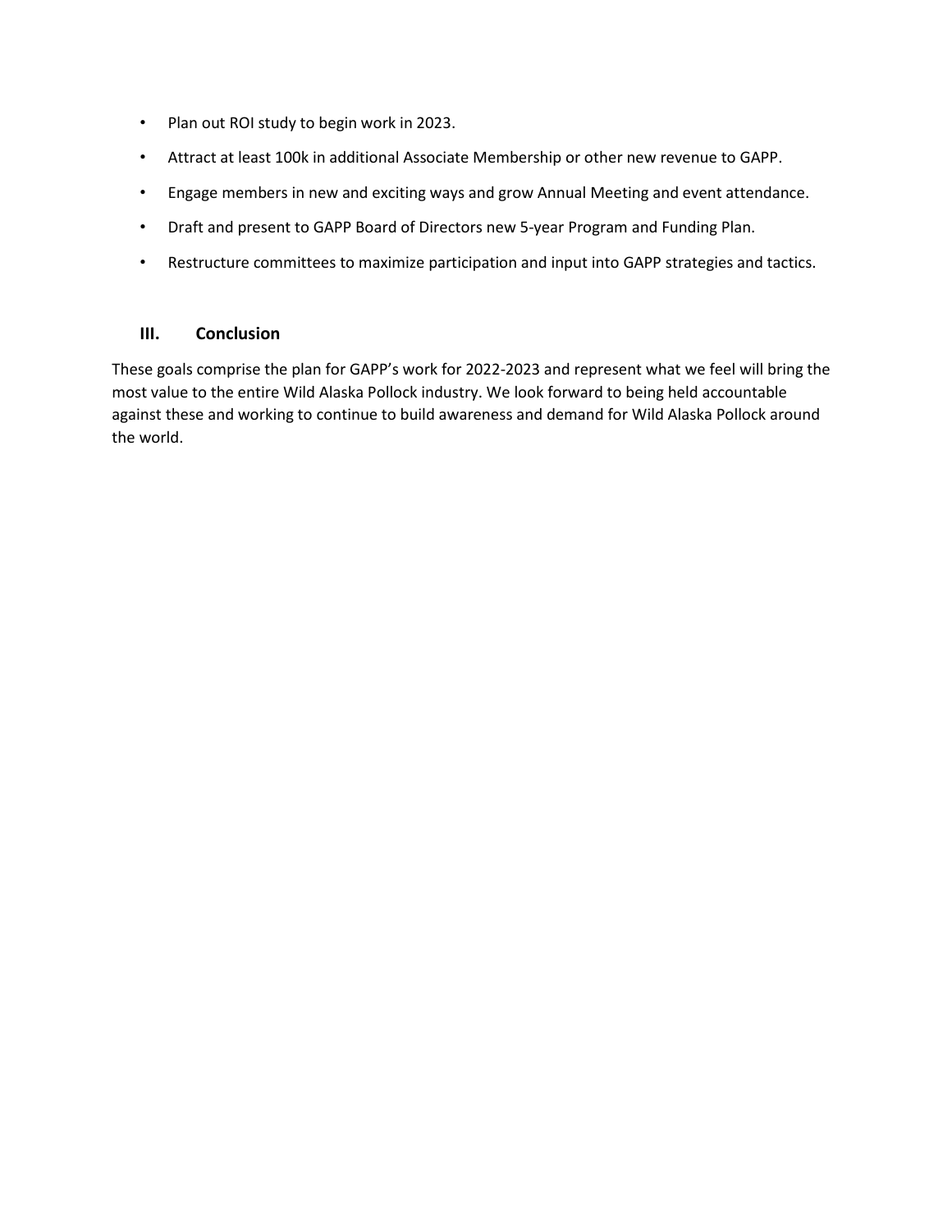- Plan out ROI study to begin work in 2023.
- Attract at least 100k in additional Associate Membership or other new revenue to GAPP.
- Engage members in new and exciting ways and grow Annual Meeting and event attendance.
- Draft and present to GAPP Board of Directors new 5-year Program and Funding Plan.
- Restructure committees to maximize participation and input into GAPP strategies and tactics.

## III. Conclusion

These goals comprise the plan for GAPP's work for 2022-2023 and represent what we feel will bring the most value to the entire Wild Alaska Pollock industry. We look forward to being held accountable against these and working to continue to build awareness and demand for Wild Alaska Pollock around the world.